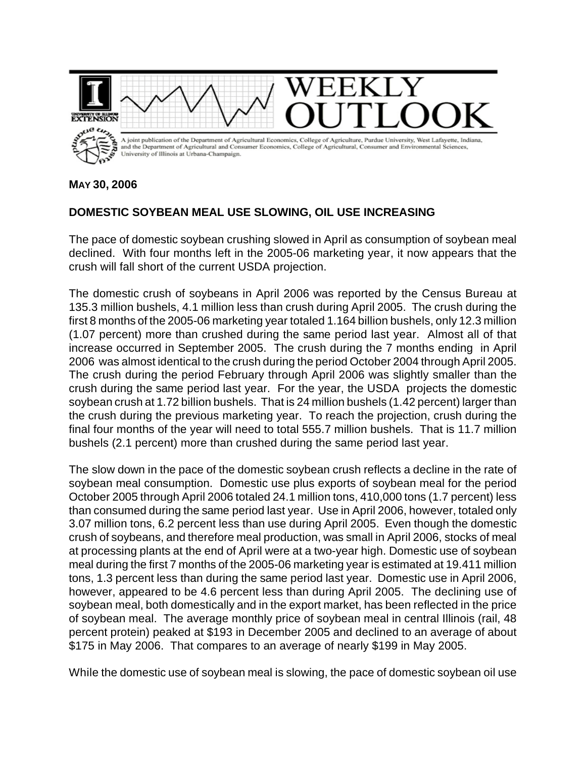# WEEKLY OUTLOOK

A joint publication of the Department of Agricultural Economics, College of Agriculture, Purdue University, West Lafayette, Indiana, and the Department of Agricultural and Consumer Economics, College of Agricultural, Consumer and Environmental Sciences, University of Illinois at Urbana-Champaign.

**MAY 30, 2006**

## DOMESTIC SOYBEAN MEAL USE SLOWING, OIL USE INCREASING

The pace of domestic soybean crushing slowed in April as consumption of soybean meal declined. With four months left in the 2005-06 marketing year, it now appears that the crush will fall short of the current USDA projection.

The domestic crush of soybeans in April 2006 was reported by the Census Bureau at 135.3 million bushels, 4.1 million less than crush during April 2005. The crush during the first 8 months of the 2005-06 marketing year totaled 1.164 billion bushels, only 12.3 million (1.07 percent) more than crushed during the same period last year. Almost all of that increase occurred in September 2005. The crush during the 7 months ending in April 2006 was almost identical to the crush during the period October 2004 through April 2005. The crush during the period February through April 2006 was slightly smaller than the crush during the same period last year. For the year, the USDA projects the domestic soybean crush at 1.72 billion bushels. That is 24 million bushels (1.42 percent) larger than the crush during the previous marketing year. To reach the projection, crush during the final four months of the year will need to total 555.7 million bushels. That is 11.7 million bushels (2.1 percent) more than crushed during the same period last year.

The slow down in the pace of the domestic soybean crush reflects a decline in the rate of soybean meal consumption. Domestic use plus exports of soybean meal for the period October 2005 through April 2006 totaled 24.1 million tons, 410,000 tons (1.7 percent) less than consumed during the same period last year. Use in April 2006, however, totaled only 3.07 million tons, 6.2 percent less than use during April 2005. Even though the domestic crush of soybeans, and therefore meal production, was small in April 2006, stocks of meal at processing plants at the end of April were at a two-year high. Domestic use of soybean meal during the first 7 months of the 2005-06 marketing year is estimated at 19.411 million tons, 1.3 percent less than during the same period last year. Domestic use in April 2006, however, appeared to be 4.6 percent less than during April 2005. The declining use of soybean meal, both domestically and in the export market, has been reflected in the price of soybean meal. The average monthly price of soybean meal in central Illinois (rail, 48 percent protein) peaked at $193 in December 2005 and declined to an average of about $175 in May 2006. That compares to an average of nearly $199 in May 2005.

While the domestic use of soybean meal is slowing, the pace of domestic soybean oil use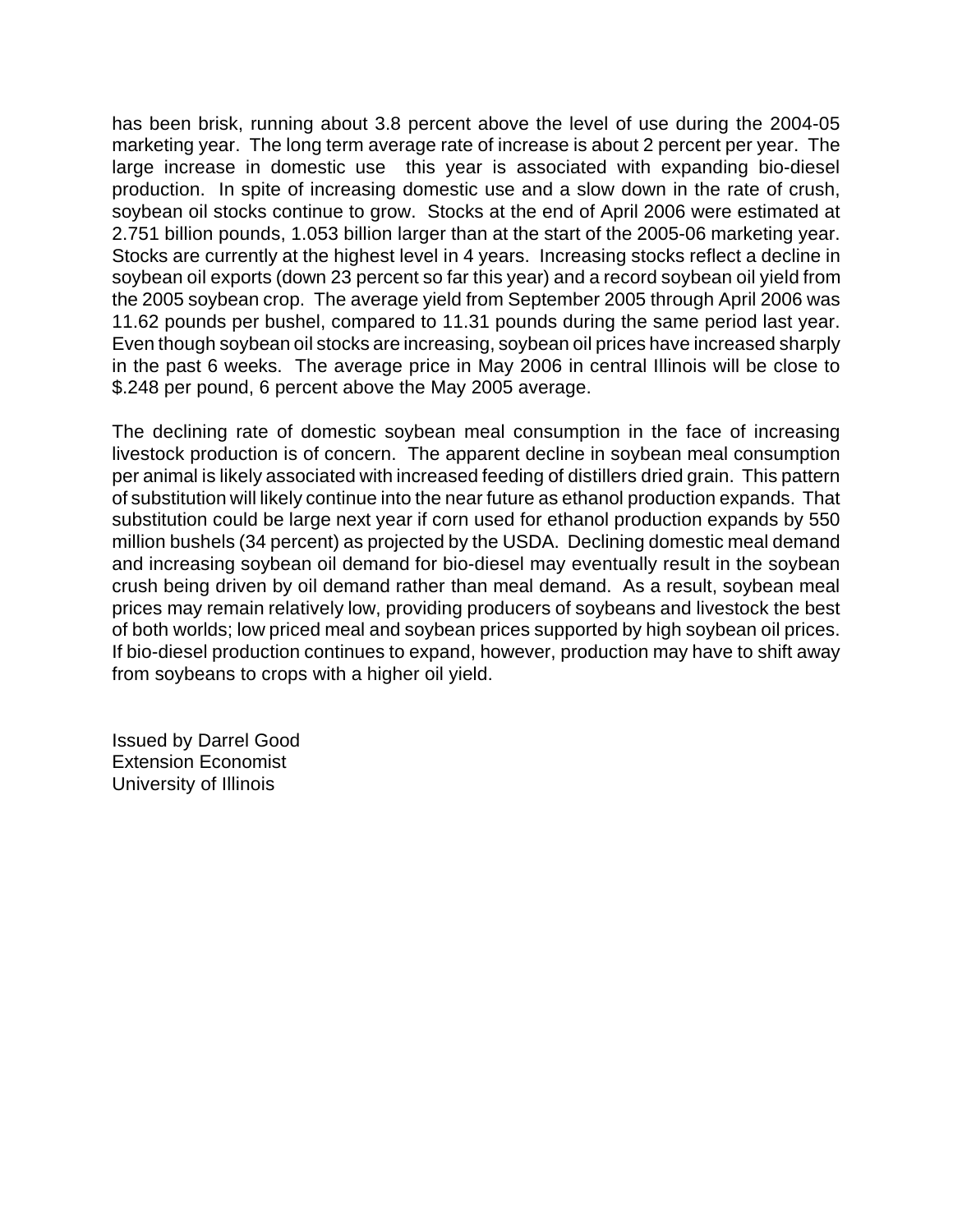has been brisk, running about 3.8 percent above the level of use during the 2004-05 marketing year. The long term average rate of increase is about 2 percent per year. The large increase in domestic use this year is associated with expanding bio-diesel production. In spite of increasing domestic use and a slow down in the rate of crush, soybean oil stocks continue to grow. Stocks at the end of April 2006 were estimated at 2.751 billion pounds, 1.053 billion larger than at the start of the 2005-06 marketing year. Stocks are currently at the highest level in 4 years. Increasing stocks reflect a decline in soybean oil exports (down 23 percent so far this year) and a record soybean oil yield from the 2005 soybean crop. The average yield from September 2005 through April 2006 was 11.62 pounds per bushel, compared to 11.31 pounds during the same period last year. Even though soybean oil stocks are increasing, soybean oil prices have increased sharply in the past 6 weeks. The average price in May 2006 in central Illinois will be close to $.248 per pound, 6 percent above the May 2005 average.

The declining rate of domestic soybean meal consumption in the face of increasing livestock production is of concern. The apparent decline in soybean meal consumption per animal is likely associated with increased feeding of distillers dried grain. This pattern of substitution will likely continue into the near future as ethanol production expands. That substitution could be large next year if corn used for ethanol production expands by 550 million bushels (34 percent) as projected by the USDA. Declining domestic meal demand and increasing soybean oil demand for bio-diesel may eventually result in the soybean crush being driven by oil demand rather than meal demand. As a result, soybean meal prices may remain relatively low, providing producers of soybeans and livestock the best of both worlds; low priced meal and soybean prices supported by high soybean oil prices. If bio-diesel production continues to expand, however, production may have to shift away from soybeans to crops with a higher oil yield.

Issued by Darrel Good
Extension Economist
University of Illinois